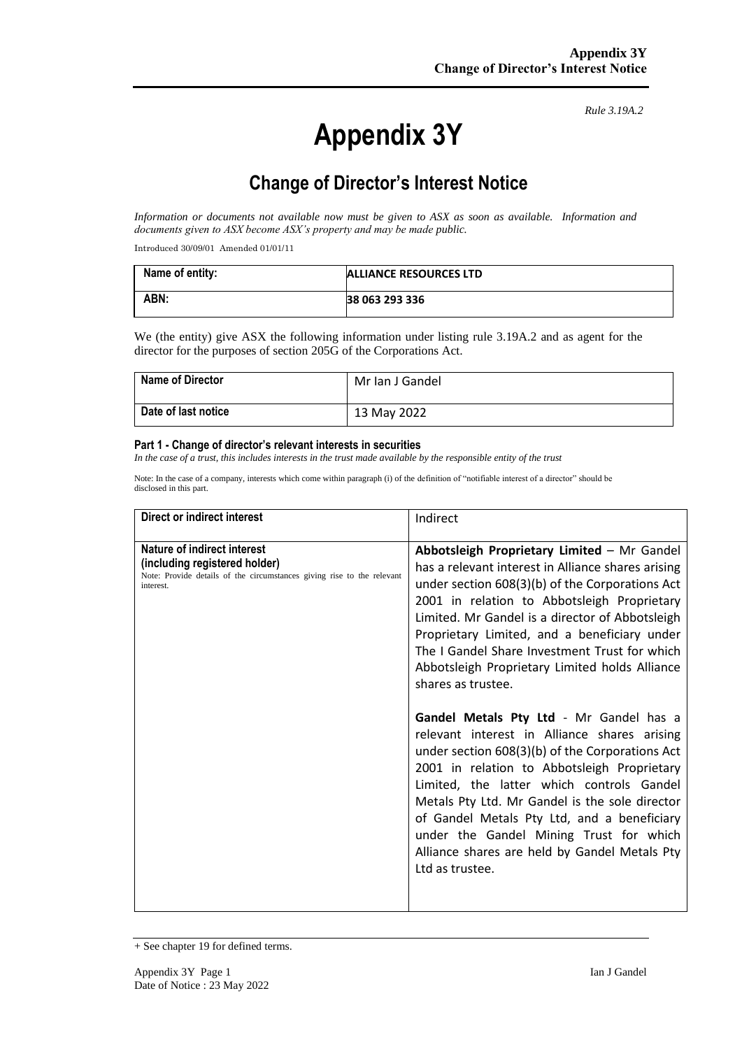*Rule 3.19A.2*

# Appendix 3Y

## Change of Director's Interest Notice

*Information or documents not available now must be given to ASX as soon as available. Information and documents given to ASX become ASX's property and may be made public.*

Introduced 30/09/01 Amended 01/01/11

| Name of entity: | ALLIANCE RESOURCES LTD |
|---|---|
| ABN: | 38 063 293 336 |

We (the entity) give ASX the following information under listing rule 3.19A.2 and as agent for the director for the purposes of section 205G of the Corporations Act.

| Name of Director | Mr Ian J Gandel |
|---|---|
| Date of last notice | 13 May 2022 |

#### Part 1 - Change of director's relevant interests in securities

*In the case of a trust, this includes interests in the trust made available by the responsible entity of the trust*

Note: In the case of a company, interests which come within paragraph (i) of the definition of "notifiable interest of a director" should be disclosed in this part.

| Direct or indirect interest | Indirect |
|---|---|
| **Nature of indirect interest (including registered holder)**<br>Note: Provide details of the circumstances giving rise to the relevant interest. | **Abbotsleigh Proprietary Limited** – Mr Gandel has a relevant interest in Alliance shares arising under section 608(3)(b) of the Corporations Act 2001 in relation to Abbotsleigh Proprietary Limited. Mr Gandel is a director of Abbotsleigh Proprietary Limited, and a beneficiary under The I Gandel Share Investment Trust for which Abbotsleigh Proprietary Limited holds Alliance shares as trustee.<br><br>**Gandel Metals Pty Ltd** - Mr Gandel has a relevant interest in Alliance shares arising under section 608(3)(b) of the Corporations Act 2001 in relation to Abbotsleigh Proprietary Limited, the latter which controls Gandel Metals Pty Ltd. Mr Gandel is the sole director of Gandel Metals Pty Ltd, and a beneficiary under the Gandel Mining Trust for which Alliance shares are held by Gandel Metals Pty Ltd as trustee. |

+ See chapter 19 for defined terms.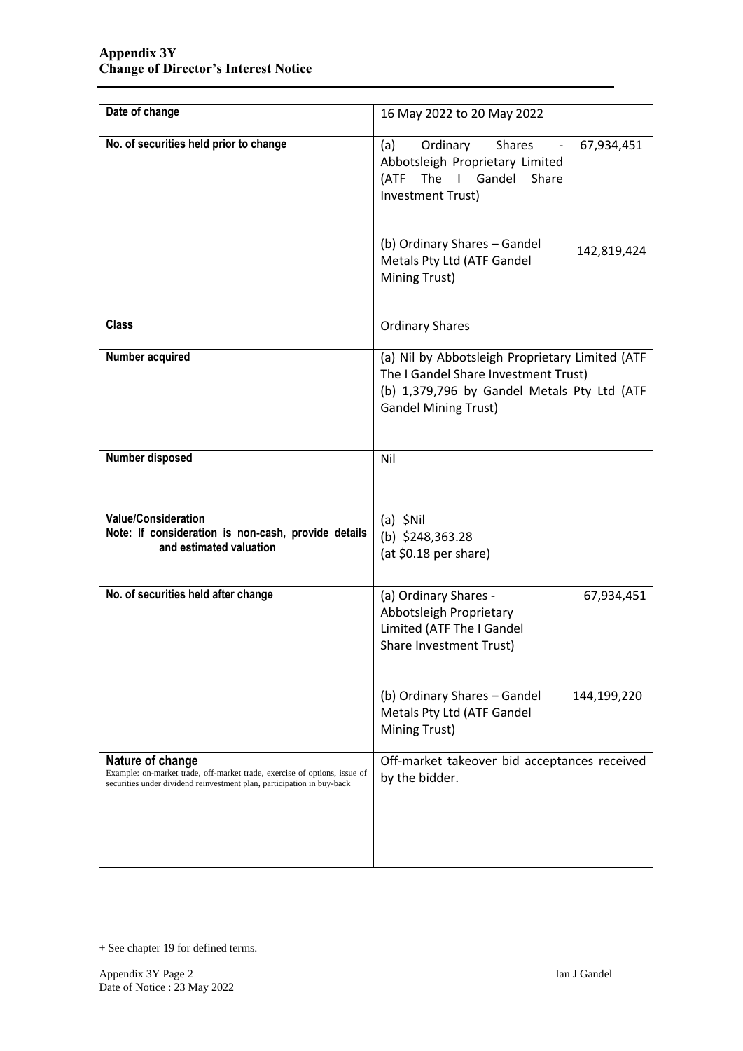| Date of change | 16 May 2022 to 20 May 2022 |
|---|---|
| **No. of securities held prior to change** | (a) Ordinary Shares - 67,934,451 Abbotsleigh Proprietary Limited (ATF The I Gandel Share Investment Trust)<br><br>(b) Ordinary Shares – Gandel Metals Pty Ltd (ATF Gandel Mining Trust) 142,819,424 |
| **Class** | Ordinary Shares |
| **Number acquired** | (a) Nil by Abbotsleigh Proprietary Limited (ATF The I Gandel Share Investment Trust)<br>(b) 1,379,796 by Gandel Metals Pty Ltd (ATF Gandel Mining Trust) |
| **Number disposed** | Nil |
| **Value/Consideration**<br>**Note: If consideration is non-cash, provide details and estimated valuation** | (a) $Nil<br>(b) $248,363.28<br>(at $0.18 per share) |
| **No. of securities held after change** | (a) Ordinary Shares - 67,934,451 Abbotsleigh Proprietary Limited (ATF The I Gandel Share Investment Trust)<br><br>(b) Ordinary Shares – Gandel Metals Pty Ltd (ATF Gandel Mining Trust) 144,199,220 |
| **Nature of change**<br>Example: on-market trade, off-market trade, exercise of options, issue of securities under dividend reinvestment plan, participation in buy-back | Off-market takeover bid acceptances received by the bidder. |

+ See chapter 19 for defined terms.

Ian J Gandel

Date of Notice : 23 May 2022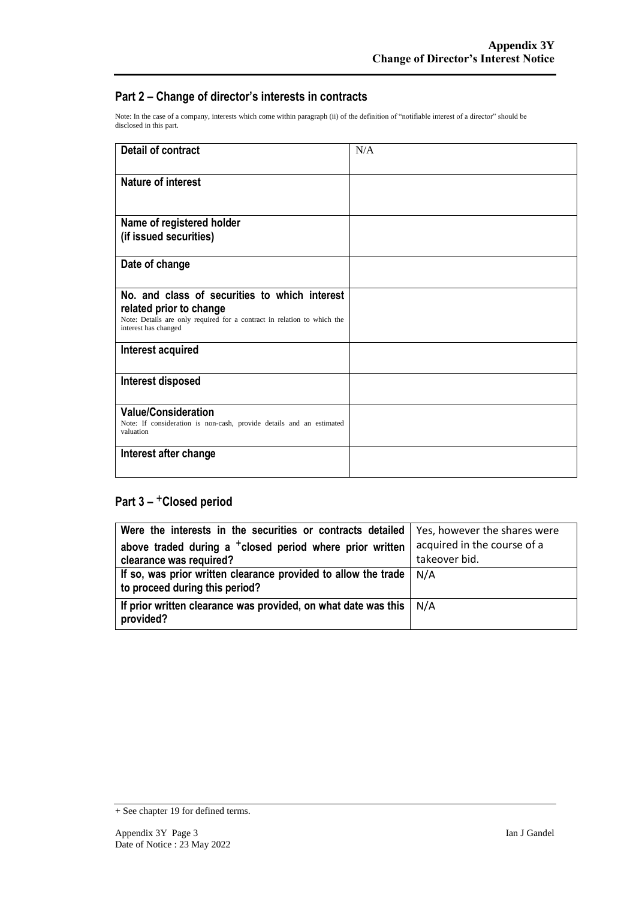## Part 2 – Change of director's interests in contracts

Note: In the case of a company, interests which come within paragraph (ii) of the definition of "notifiable interest of a director" should be disclosed in this part.

| | |
|---|---|
| **Detail of contract** | N/A |
| **Nature of interest** | |
| **Name of registered holder (if issued securities)** | |
| **Date of change** | |
| **No. and class of securities to which interest related prior to change** Note: Details are only required for a contract in relation to which the interest has changed | |
| **Interest acquired** | |
| **Interest disposed** | |
| **Value/Consideration** Note: If consideration is non-cash, provide details and an estimated valuation | |
| **Interest after change** | |

## Part 3 – +Closed period

| | |
|---|---|
| **Were the interests in the securities or contracts detailed above traded during a +closed period where prior written clearance was required?** | Yes, however the shares were acquired in the course of a takeover bid. |
| **If so, was prior written clearance provided to allow the trade to proceed during this period?** | N/A |
| **If prior written clearance was provided, on what date was this provided?** | N/A |

+ See chapter 19 for defined terms.

Date of Notice : 23 May 2022